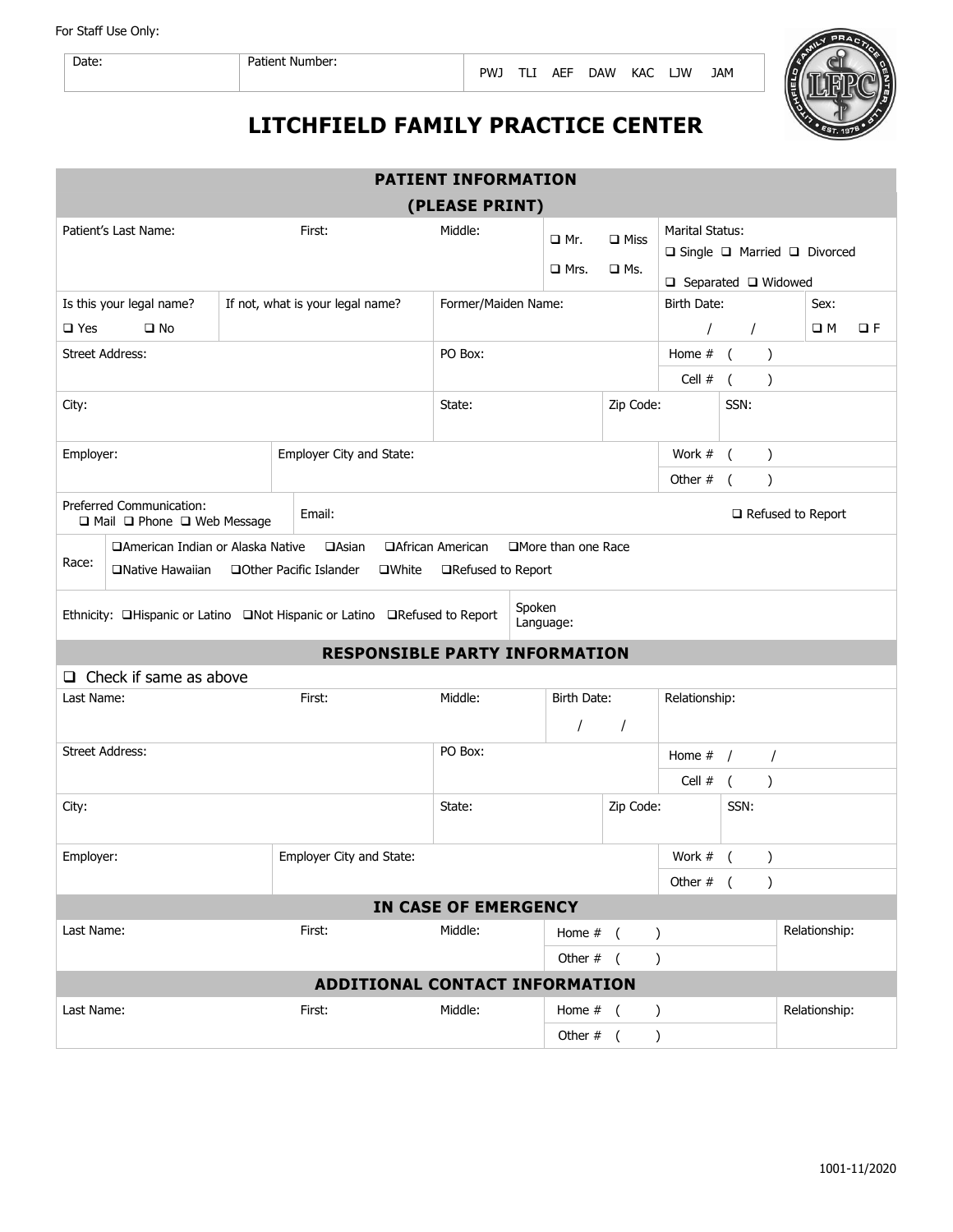For Staff Use Only:

| Date: | Patient Number: | PWJ TLI AEF DAW KAC LJW JAM |
|---|---|---|

# LITCHFIELD FAMILY PRACTICE CENTER

## PATIENT INFORMATION (PLEASE PRINT)

| Patient's Last Name: | First: | Middle: | ❑ Mr. ❑ Miss ❑ Mrs. ❑ Ms. | Marital Status: ❑ Single ❑ Married ❑ Divorced ❑ Separated ❑ Widowed |
|---|---|---|---|---|
| Is this your legal name? ❑ Yes ❑ No | If not, what is your legal name? | Former/Maiden Name: | Birth Date: / / | Sex: ❑ M ❑ F |
| Street Address: | | PO Box: | Home # ( ) Cell # ( ) | |
| City: | | State: | Zip Code: | SSN: |
| Employer: | Employer City and State: | | Work # ( ) Other # ( ) | |
| Preferred Communication: ❑ Mail ❑ Phone ❑ Web Message | Email: | | | ❑ Refused to Report |

Race: ❑American Indian or Alaska Native ❑Asian ❑African American ❑More than one Race ❑Native Hawaiian ❑Other Pacific Islander ❑White ❑Refused to Report

Ethnicity: ❑Hispanic or Latino ❑Not Hispanic or Latino ❑Refused to Report | Spoken Language:

## RESPONSIBLE PARTY INFORMATION

❑ Check if same as above

| Last Name: | First: | Middle: | Birth Date: / / | Relationship: |
|---|---|---|---|---|
| Street Address: | | PO Box: | Home # / / Cell # ( ) | |
| City: | | State: | Zip Code: | SSN: |
| Employer: | Employer City and State: | | Work # ( ) Other # ( ) | |

## IN CASE OF EMERGENCY

| Last Name: | First: | Middle: | Home # ( ) Other # ( ) | Relationship: |
|---|---|---|---|---|

## ADDITIONAL CONTACT INFORMATION

| Last Name: | First: | Middle: | Home # ( ) Other # ( ) | Relationship: |
|---|---|---|---|---|

1001-11/2020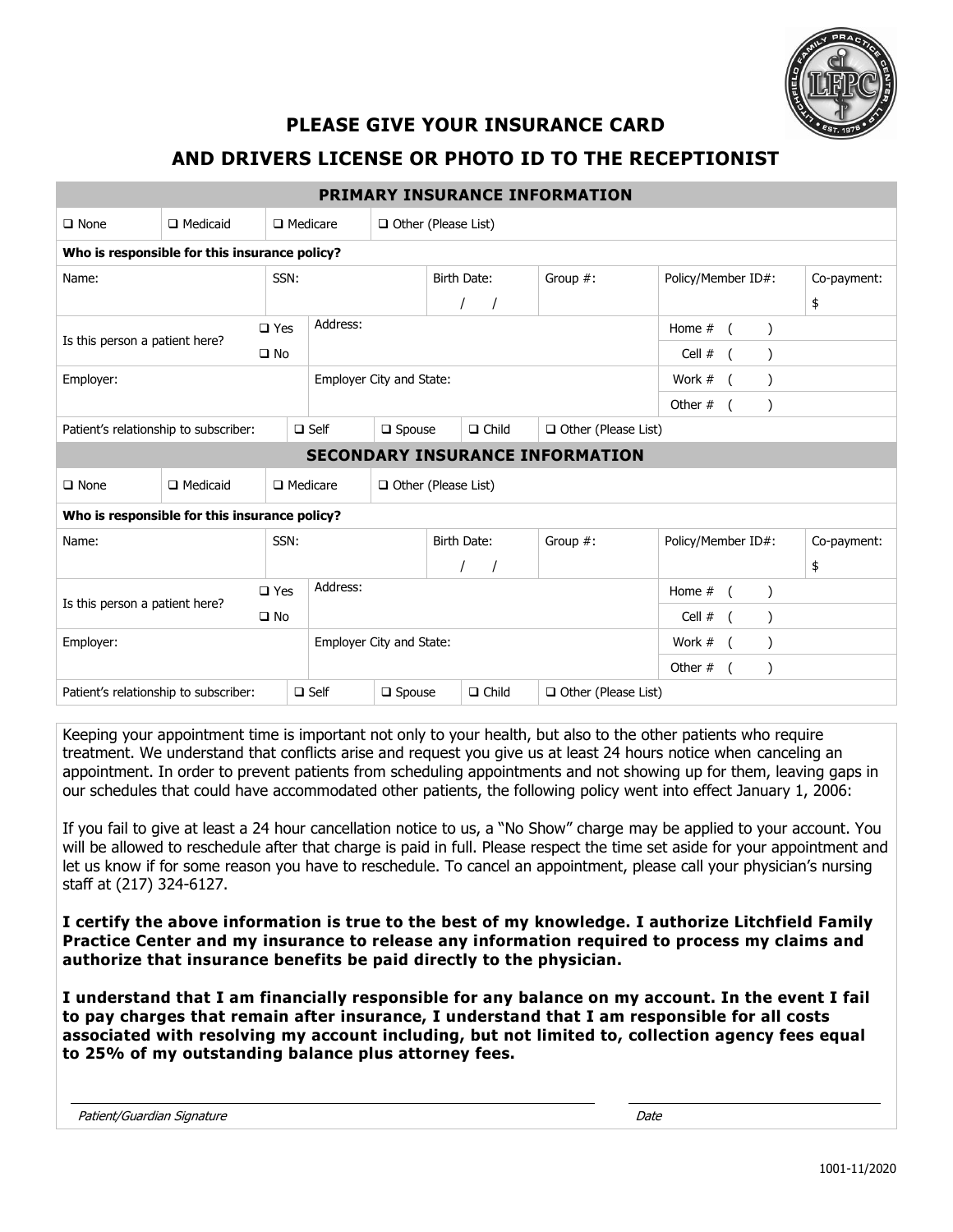## PLEASE GIVE YOUR INSURANCE CARD

## AND DRIVERS LICENSE OR PHOTO ID TO THE RECEPTIONIST

**PRIMARY INSURANCE INFORMATION**

| | | | | | | |
|---|---|---|---|---|---|---|
| ❑ None | ❑ Medicaid | ❑ Medicare | ❑ Other (Please List) | | | |
| **Who is responsible for this insurance policy?** | | | | | | |
| Name: | SSN: | | Birth Date: / / | Group #: | Policy/Member ID#: | Co-payment: $ |
| Is this person a patient here? ❑ Yes ❑ No | Address: | | | | Home # ( ) | |
| | | | | | Cell # ( ) | |
| Employer: | Employer City and State: | | | | Work # ( ) | |
| | | | | | Other # ( ) | |
| Patient's relationship to subscriber: | ❑ Self | ❑ Spouse | ❑ Child | ❑ Other (Please List) | | |

**SECONDARY INSURANCE INFORMATION**

| | | | | | | |
|---|---|---|---|---|---|---|
| ❑ None | ❑ Medicaid | ❑ Medicare | ❑ Other (Please List) | | | |
| **Who is responsible for this insurance policy?** | | | | | | |
| Name: | SSN: | | Birth Date: / / | Group #: | Policy/Member ID#: | Co-payment: $ |
| Is this person a patient here? ❑ Yes ❑ No | Address: | | | | Home # ( ) | |
| | | | | | Cell # ( ) | |
| Employer: | Employer City and State: | | | | Work # ( ) | |
| | | | | | Other # ( ) | |
| Patient's relationship to subscriber: | ❑ Self | ❑ Spouse | ❑ Child | ❑ Other (Please List) | | |

Keeping your appointment time is important not only to your health, but also to the other patients who require treatment. We understand that conflicts arise and request you give us at least 24 hours notice when canceling an appointment. In order to prevent patients from scheduling appointments and not showing up for them, leaving gaps in our schedules that could have accommodated other patients, the following policy went into effect January 1, 2006:

If you fail to give at least a 24 hour cancellation notice to us, a "No Show" charge may be applied to your account. You will be allowed to reschedule after that charge is paid in full. Please respect the time set aside for your appointment and let us know if for some reason you have to reschedule. To cancel an appointment, please call your physician's nursing staff at (217) 324-6127.

**I certify the above information is true to the best of my knowledge. I authorize Litchfield Family Practice Center and my insurance to release any information required to process my claims and authorize that insurance benefits be paid directly to the physician.**

**I understand that I am financially responsible for any balance on my account. In the event I fail to pay charges that remain after insurance, I understand that I am responsible for all costs associated with resolving my account including, but not limited to, collection agency fees equal to 25% of my outstanding balance plus attorney fees.**

_______________________________________ _______________________

*Patient/Guardian Signature* *Date*

1001-11/2020